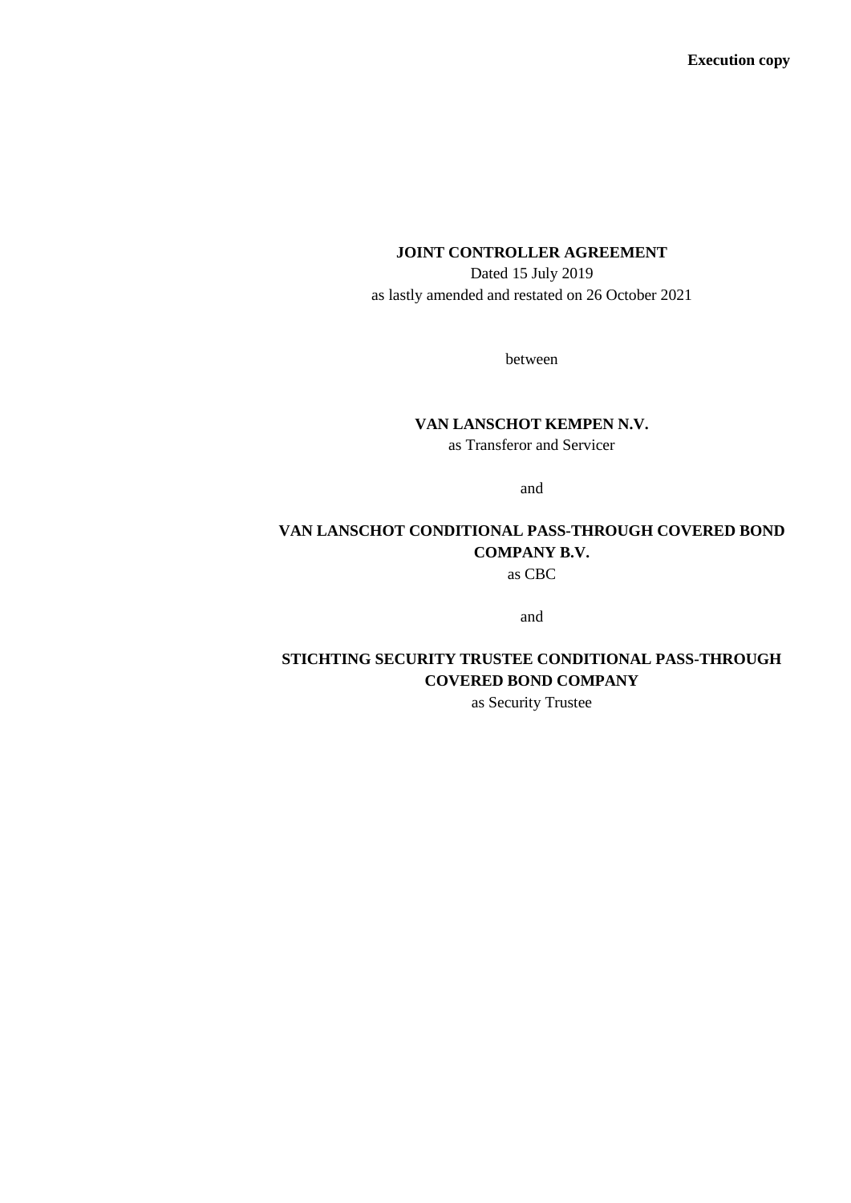**Execution copy**

# JOINT CONTROLLER AGREEMENT

Dated 15 July 2019

as lastly amended and restated on 26 October 2021

between

**VAN LANSCHOT KEMPEN N.V.**

as Transferor and Servicer

and

**VAN LANSCHOT CONDITIONAL PASS-THROUGH COVERED BOND COMPANY B.V.**

as CBC

and

**STICHTING SECURITY TRUSTEE CONDITIONAL PASS-THROUGH COVERED BOND COMPANY**

as Security Trustee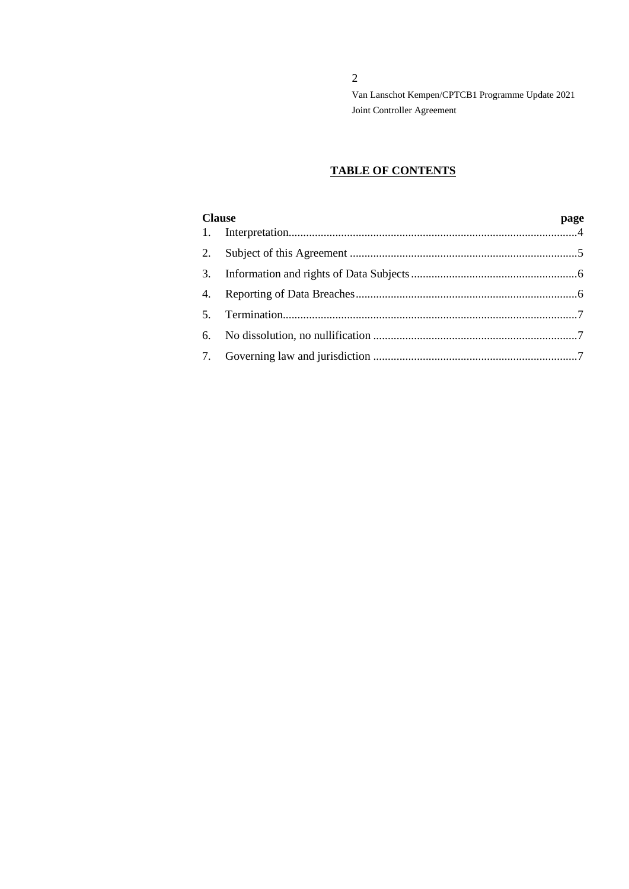## TABLE OF CONTENTS

| Clause | | page |
|---|---|---|
| 1. | Interpretation | 4 |
| 2. | Subject of this Agreement | 5 |
| 3. | Information and rights of Data Subjects | 6 |
| 4. | Reporting of Data Breaches | 6 |
| 5. | Termination | 7 |
| 6. | No dissolution, no nullification | 7 |
| 7. | Governing law and jurisdiction | 7 |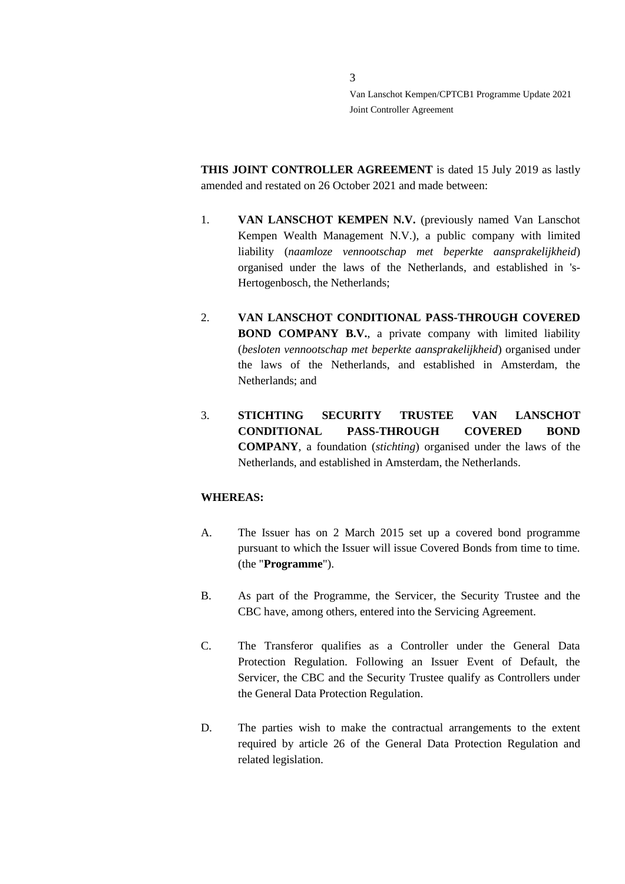**THIS JOINT CONTROLLER AGREEMENT** is dated 15 July 2019 as lastly amended and restated on 26 October 2021 and made between:

1. **VAN LANSCHOT KEMPEN N.V.** (previously named Van Lanschot Kempen Wealth Management N.V.), a public company with limited liability (*naamloze vennootschap met beperkte aansprakelijkheid*) organised under the laws of the Netherlands, and established in 's-Hertogenbosch, the Netherlands;

2. **VAN LANSCHOT CONDITIONAL PASS-THROUGH COVERED BOND COMPANY B.V.**, a private company with limited liability (*besloten vennootschap met beperkte aansprakelijkheid*) organised under the laws of the Netherlands, and established in Amsterdam, the Netherlands; and

3. **STICHTING SECURITY TRUSTEE VAN LANSCHOT CONDITIONAL PASS-THROUGH COVERED BOND COMPANY**, a foundation (*stichting*) organised under the laws of the Netherlands, and established in Amsterdam, the Netherlands.

**WHEREAS:**

A. The Issuer has on 2 March 2015 set up a covered bond programme pursuant to which the Issuer will issue Covered Bonds from time to time. (the "**Programme**").

B. As part of the Programme, the Servicer, the Security Trustee and the CBC have, among others, entered into the Servicing Agreement.

C. The Transferor qualifies as a Controller under the General Data Protection Regulation. Following an Issuer Event of Default, the Servicer, the CBC and the Security Trustee qualify as Controllers under the General Data Protection Regulation.

D. The parties wish to make the contractual arrangements to the extent required by article 26 of the General Data Protection Regulation and related legislation.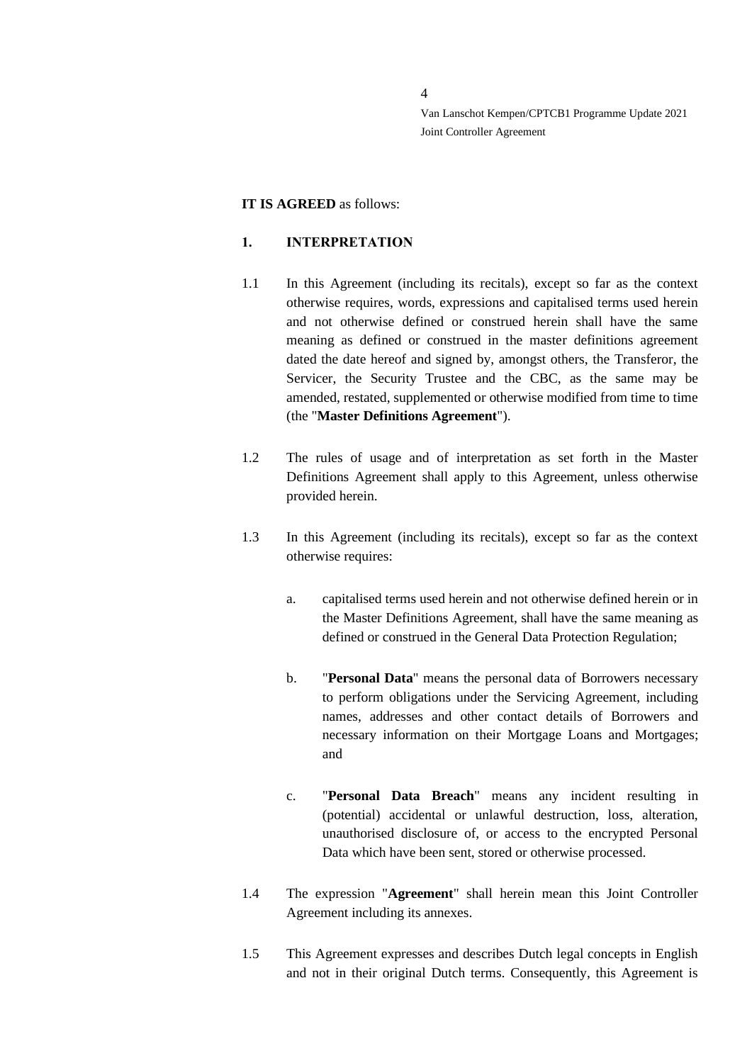**IT IS AGREED** as follows:

## 1. INTERPRETATION

1.1 In this Agreement (including its recitals), except so far as the context otherwise requires, words, expressions and capitalised terms used herein and not otherwise defined or construed herein shall have the same meaning as defined or construed in the master definitions agreement dated the date hereof and signed by, amongst others, the Transferor, the Servicer, the Security Trustee and the CBC, as the same may be amended, restated, supplemented or otherwise modified from time to time (the "**Master Definitions Agreement**").

1.2 The rules of usage and of interpretation as set forth in the Master Definitions Agreement shall apply to this Agreement, unless otherwise provided herein.

1.3 In this Agreement (including its recitals), except so far as the context otherwise requires:

a. capitalised terms used herein and not otherwise defined herein or in the Master Definitions Agreement, shall have the same meaning as defined or construed in the General Data Protection Regulation;

b. "**Personal Data**" means the personal data of Borrowers necessary to perform obligations under the Servicing Agreement, including names, addresses and other contact details of Borrowers and necessary information on their Mortgage Loans and Mortgages; and

c. "**Personal Data Breach**" means any incident resulting in (potential) accidental or unlawful destruction, loss, alteration, unauthorised disclosure of, or access to the encrypted Personal Data which have been sent, stored or otherwise processed.

1.4 The expression "**Agreement**" shall herein mean this Joint Controller Agreement including its annexes.

1.5 This Agreement expresses and describes Dutch legal concepts in English and not in their original Dutch terms. Consequently, this Agreement is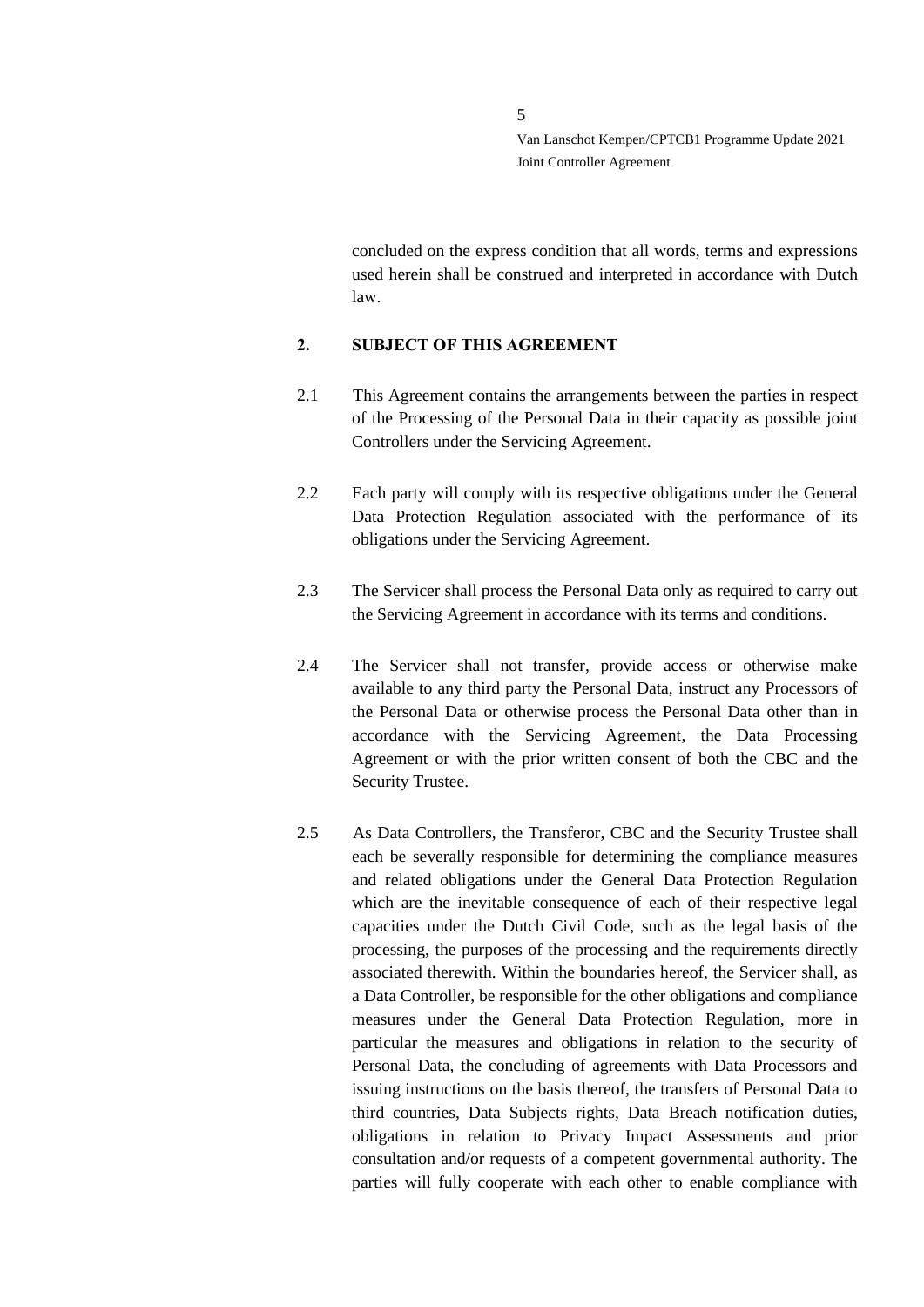concluded on the express condition that all words, terms and expressions used herein shall be construed and interpreted in accordance with Dutch law.

## 2. SUBJECT OF THIS AGREEMENT

2.1 This Agreement contains the arrangements between the parties in respect of the Processing of the Personal Data in their capacity as possible joint Controllers under the Servicing Agreement.

2.2 Each party will comply with its respective obligations under the General Data Protection Regulation associated with the performance of its obligations under the Servicing Agreement.

2.3 The Servicer shall process the Personal Data only as required to carry out the Servicing Agreement in accordance with its terms and conditions.

2.4 The Servicer shall not transfer, provide access or otherwise make available to any third party the Personal Data, instruct any Processors of the Personal Data or otherwise process the Personal Data other than in accordance with the Servicing Agreement, the Data Processing Agreement or with the prior written consent of both the CBC and the Security Trustee.

2.5 As Data Controllers, the Transferor, CBC and the Security Trustee shall each be severally responsible for determining the compliance measures and related obligations under the General Data Protection Regulation which are the inevitable consequence of each of their respective legal capacities under the Dutch Civil Code, such as the legal basis of the processing, the purposes of the processing and the requirements directly associated therewith. Within the boundaries hereof, the Servicer shall, as a Data Controller, be responsible for the other obligations and compliance measures under the General Data Protection Regulation, more in particular the measures and obligations in relation to the security of Personal Data, the concluding of agreements with Data Processors and issuing instructions on the basis thereof, the transfers of Personal Data to third countries, Data Subjects rights, Data Breach notification duties, obligations in relation to Privacy Impact Assessments and prior consultation and/or requests of a competent governmental authority. The parties will fully cooperate with each other to enable compliance with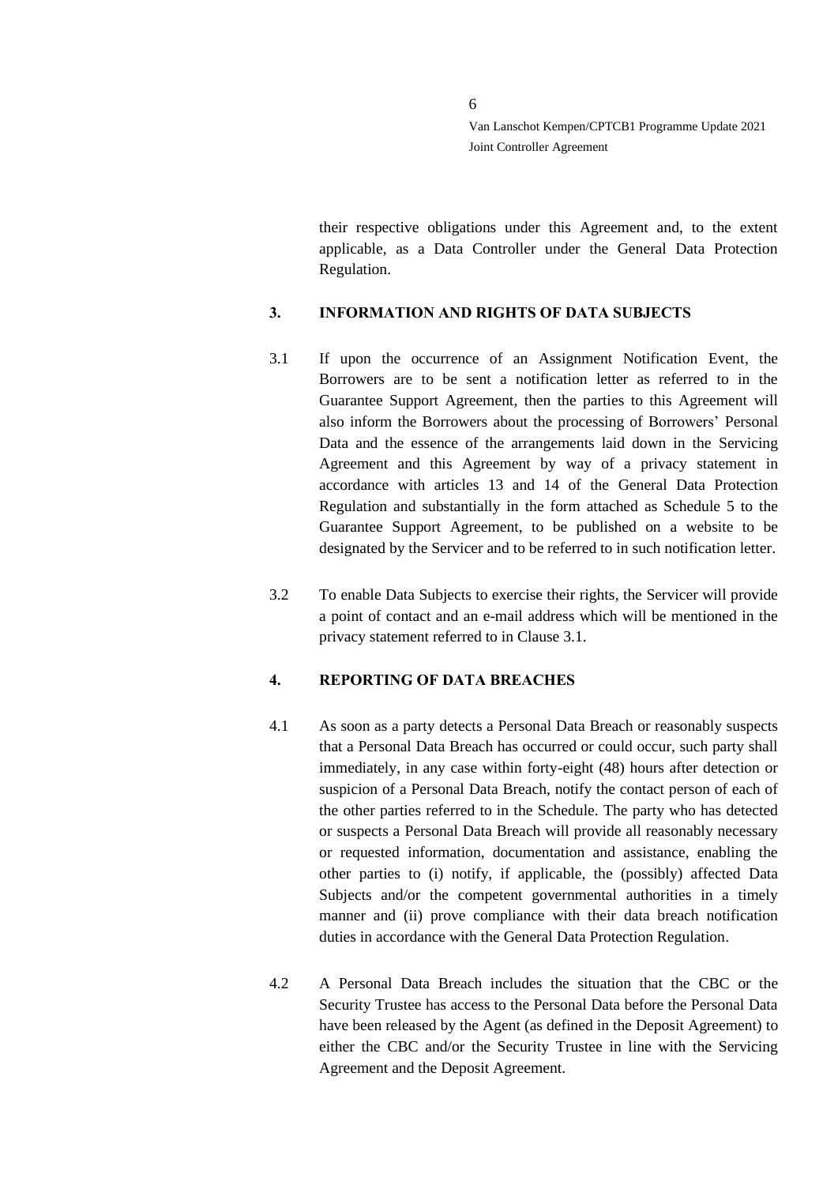their respective obligations under this Agreement and, to the extent applicable, as a Data Controller under the General Data Protection Regulation.

## 3. INFORMATION AND RIGHTS OF DATA SUBJECTS

3.1 If upon the occurrence of an Assignment Notification Event, the Borrowers are to be sent a notification letter as referred to in the Guarantee Support Agreement, then the parties to this Agreement will also inform the Borrowers about the processing of Borrowers' Personal Data and the essence of the arrangements laid down in the Servicing Agreement and this Agreement by way of a privacy statement in accordance with articles 13 and 14 of the General Data Protection Regulation and substantially in the form attached as Schedule 5 to the Guarantee Support Agreement, to be published on a website to be designated by the Servicer and to be referred to in such notification letter.

3.2 To enable Data Subjects to exercise their rights, the Servicer will provide a point of contact and an e-mail address which will be mentioned in the privacy statement referred to in Clause 3.1.

## 4. REPORTING OF DATA BREACHES

4.1 As soon as a party detects a Personal Data Breach or reasonably suspects that a Personal Data Breach has occurred or could occur, such party shall immediately, in any case within forty-eight (48) hours after detection or suspicion of a Personal Data Breach, notify the contact person of each of the other parties referred to in the Schedule. The party who has detected or suspects a Personal Data Breach will provide all reasonably necessary or requested information, documentation and assistance, enabling the other parties to (i) notify, if applicable, the (possibly) affected Data Subjects and/or the competent governmental authorities in a timely manner and (ii) prove compliance with their data breach notification duties in accordance with the General Data Protection Regulation.

4.2 A Personal Data Breach includes the situation that the CBC or the Security Trustee has access to the Personal Data before the Personal Data have been released by the Agent (as defined in the Deposit Agreement) to either the CBC and/or the Security Trustee in line with the Servicing Agreement and the Deposit Agreement.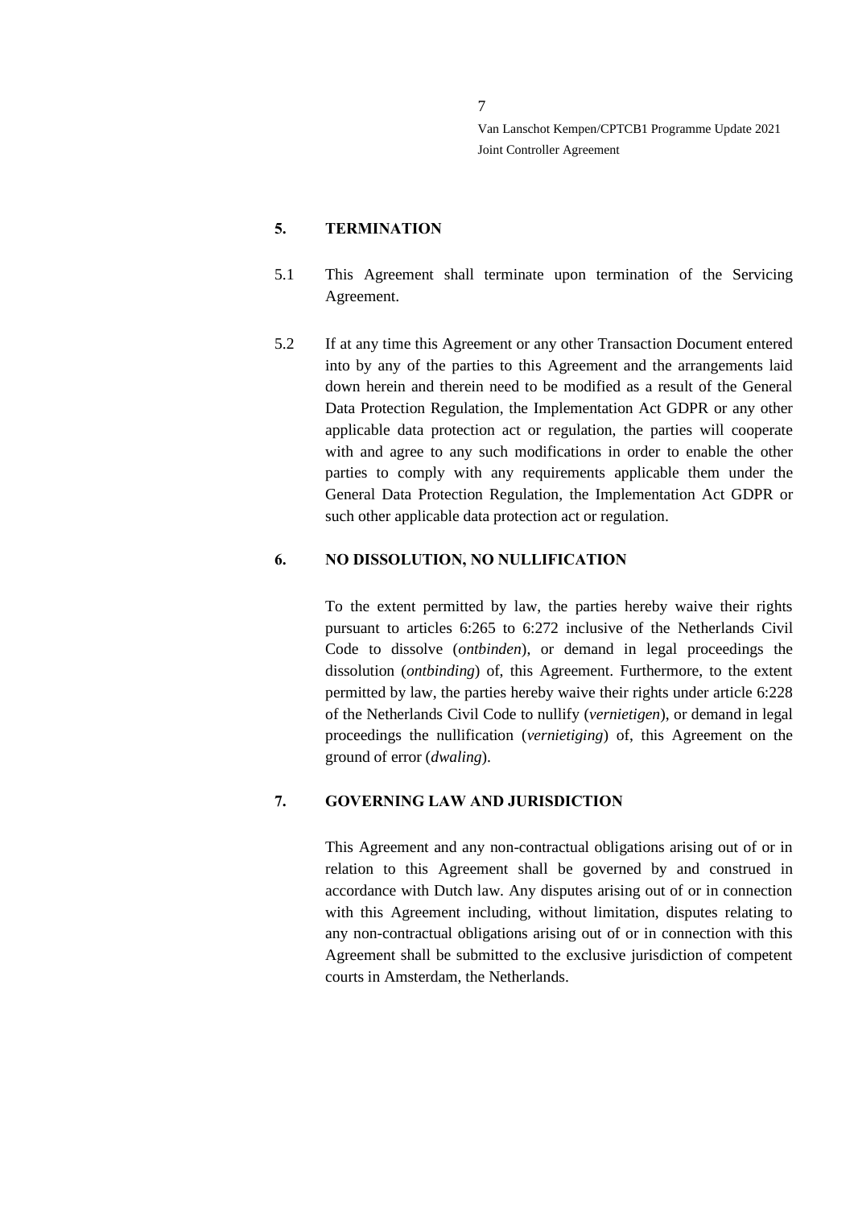## 5. TERMINATION

5.1 This Agreement shall terminate upon termination of the Servicing Agreement.

5.2 If at any time this Agreement or any other Transaction Document entered into by any of the parties to this Agreement and the arrangements laid down herein and therein need to be modified as a result of the General Data Protection Regulation, the Implementation Act GDPR or any other applicable data protection act or regulation, the parties will cooperate with and agree to any such modifications in order to enable the other parties to comply with any requirements applicable them under the General Data Protection Regulation, the Implementation Act GDPR or such other applicable data protection act or regulation.

## 6. NO DISSOLUTION, NO NULLIFICATION

To the extent permitted by law, the parties hereby waive their rights pursuant to articles 6:265 to 6:272 inclusive of the Netherlands Civil Code to dissolve (*ontbinden*), or demand in legal proceedings the dissolution (*ontbinding*) of, this Agreement. Furthermore, to the extent permitted by law, the parties hereby waive their rights under article 6:228 of the Netherlands Civil Code to nullify (*vernietigen*), or demand in legal proceedings the nullification (*vernietiging*) of, this Agreement on the ground of error (*dwaling*).

## 7. GOVERNING LAW AND JURISDICTION

This Agreement and any non-contractual obligations arising out of or in relation to this Agreement shall be governed by and construed in accordance with Dutch law. Any disputes arising out of or in connection with this Agreement including, without limitation, disputes relating to any non-contractual obligations arising out of or in connection with this Agreement shall be submitted to the exclusive jurisdiction of competent courts in Amsterdam, the Netherlands.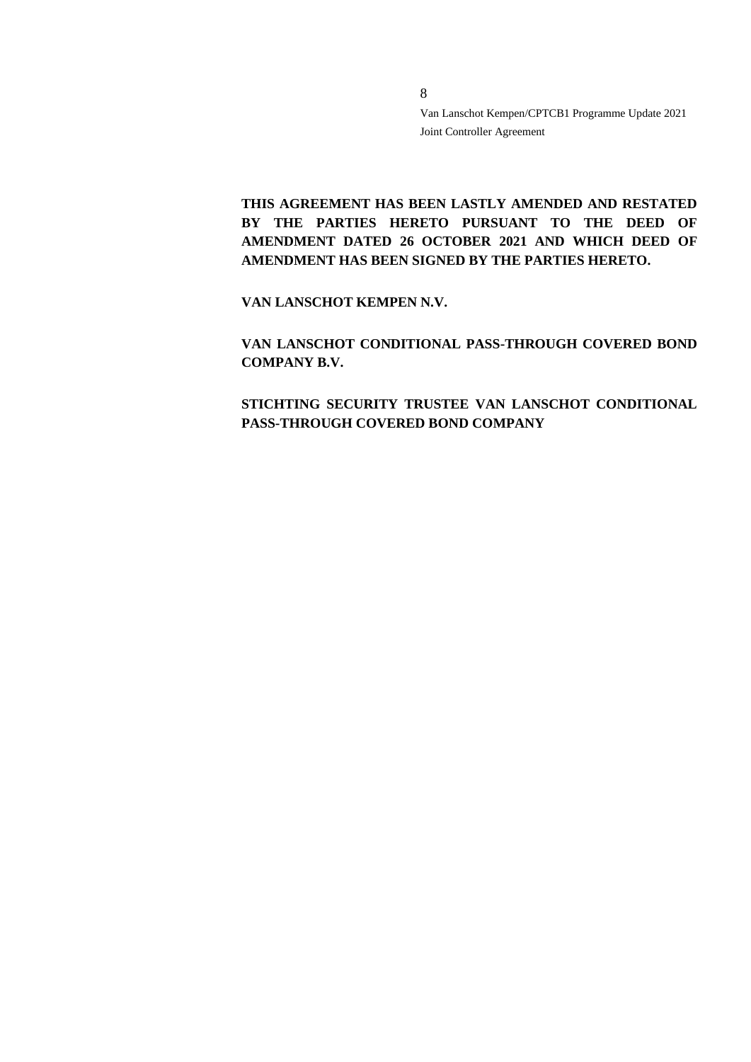**THIS AGREEMENT HAS BEEN LASTLY AMENDED AND RESTATED BY THE PARTIES HERETO PURSUANT TO THE DEED OF AMENDMENT DATED 26 OCTOBER 2021 AND WHICH DEED OF AMENDMENT HAS BEEN SIGNED BY THE PARTIES HERETO.**

**VAN LANSCHOT KEMPEN N.V.**

**VAN LANSCHOT CONDITIONAL PASS-THROUGH COVERED BOND COMPANY B.V.**

**STICHTING SECURITY TRUSTEE VAN LANSCHOT CONDITIONAL PASS-THROUGH COVERED BOND COMPANY**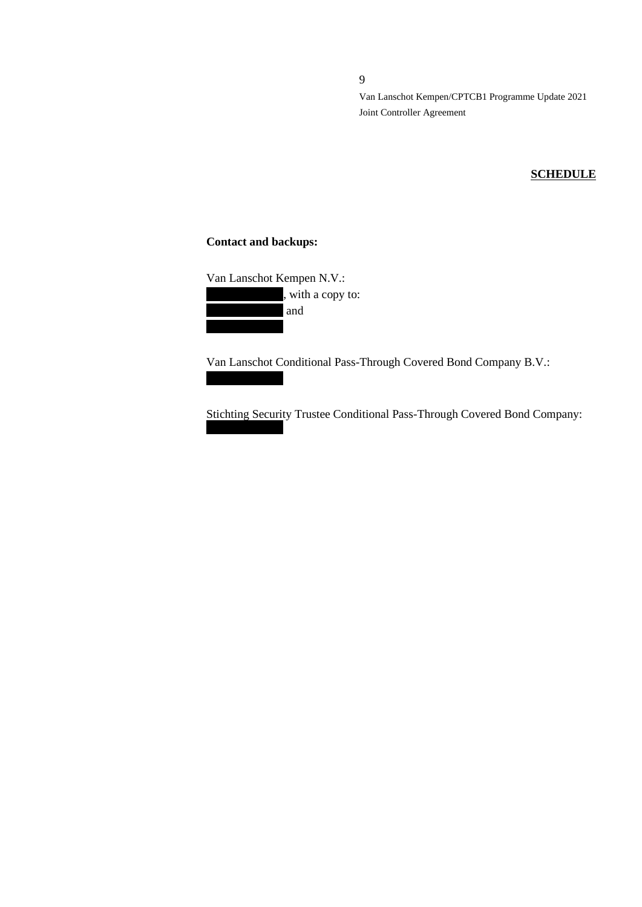**SCHEDULE**

**Contact and backups:**

Van Lanschot Kempen N.V.:
██████████, with a copy to:
██████████ and
██████████

Van Lanschot Conditional Pass-Through Covered Bond Company B.V.:
██████████

Stichting Security Trustee Conditional Pass-Through Covered Bond Company:
██████████